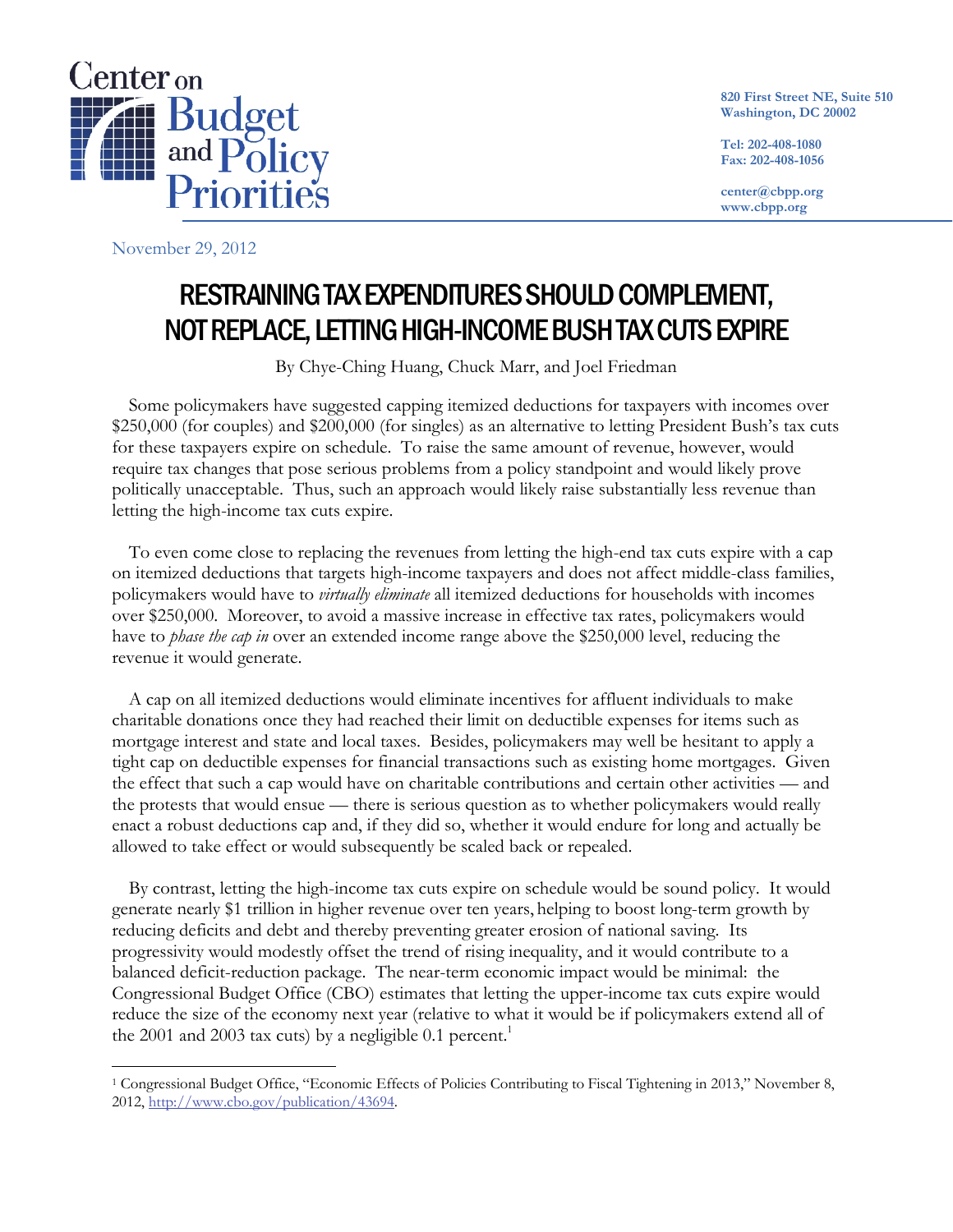Center on Budget and Policy Priorities

820 First Street NE, Suite 510
Washington, DC 20002

Tel: 202-408-1080
Fax: 202-408-1056

center@cbpp.org
www.cbpp.org

November 29, 2012

# RESTRAINING TAX EXPENDITURES SHOULD COMPLEMENT, NOT REPLACE, LETTING HIGH-INCOME BUSH TAX CUTS EXPIRE

By Chye-Ching Huang, Chuck Marr, and Joel Friedman

Some policymakers have suggested capping itemized deductions for taxpayers with incomes over $250,000 (for couples) and $200,000 (for singles) as an alternative to letting President Bush's tax cuts for these taxpayers expire on schedule. To raise the same amount of revenue, however, would require tax changes that pose serious problems from a policy standpoint and would likely prove politically unacceptable. Thus, such an approach would likely raise substantially less revenue than letting the high-income tax cuts expire.

To even come close to replacing the revenues from letting the high-end tax cuts expire with a cap on itemized deductions that targets high-income taxpayers and does not affect middle-class families, policymakers would have to *virtually eliminate* all itemized deductions for households with incomes over $250,000. Moreover, to avoid a massive increase in effective tax rates, policymakers would have to *phase the cap in* over an extended income range above the $250,000 level, reducing the revenue it would generate.

A cap on all itemized deductions would eliminate incentives for affluent individuals to make charitable donations once they had reached their limit on deductible expenses for items such as mortgage interest and state and local taxes. Besides, policymakers may well be hesitant to apply a tight cap on deductible expenses for financial transactions such as existing home mortgages. Given the effect that such a cap would have on charitable contributions and certain other activities — and the protests that would ensue — there is serious question as to whether policymakers would really enact a robust deductions cap and, if they did so, whether it would endure for long and actually be allowed to take effect or would subsequently be scaled back or repealed.

By contrast, letting the high-income tax cuts expire on schedule would be sound policy. It would generate nearly $1 trillion in higher revenue over ten years, helping to boost long-term growth by reducing deficits and debt and thereby preventing greater erosion of national saving. Its progressivity would modestly offset the trend of rising inequality, and it would contribute to a balanced deficit-reduction package. The near-term economic impact would be minimal: the Congressional Budget Office (CBO) estimates that letting the upper-income tax cuts expire would reduce the size of the economy next year (relative to what it would be if policymakers extend all of the 2001 and 2003 tax cuts) by a negligible 0.1 percent.[1]

[1] Congressional Budget Office, "Economic Effects of Policies Contributing to Fiscal Tightening in 2013," November 8, 2012, http://www.cbo.gov/publication/43694.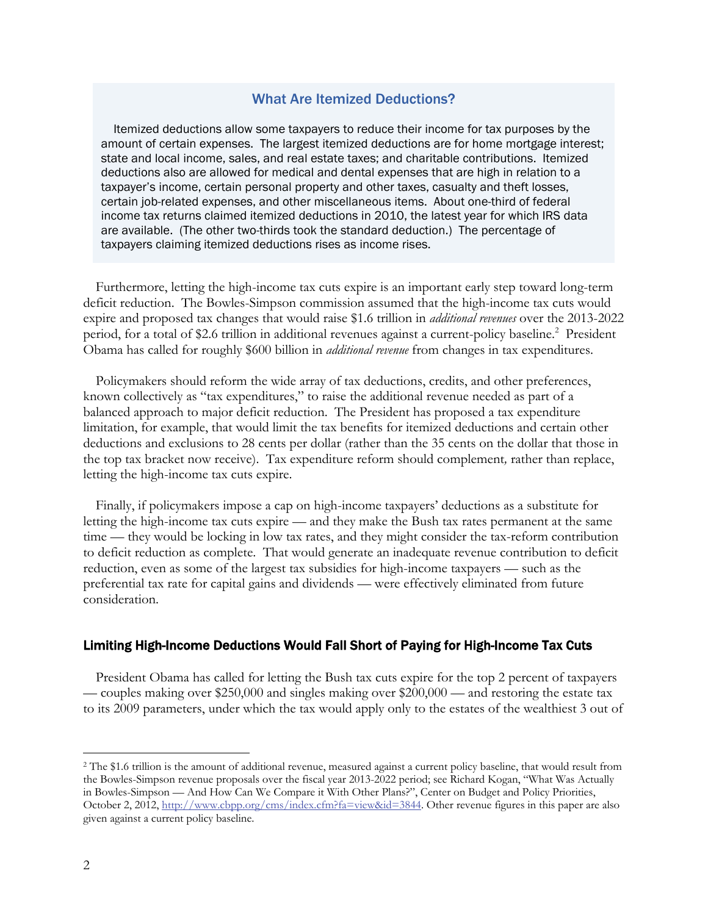### What Are Itemized Deductions?

Itemized deductions allow some taxpayers to reduce their income for tax purposes by the amount of certain expenses. The largest itemized deductions are for home mortgage interest; state and local income, sales, and real estate taxes; and charitable contributions. Itemized deductions also are allowed for medical and dental expenses that are high in relation to a taxpayer's income, certain personal property and other taxes, casualty and theft losses, certain job-related expenses, and other miscellaneous items. About one-third of federal income tax returns claimed itemized deductions in 2010, the latest year for which IRS data are available. (The other two-thirds took the standard deduction.) The percentage of taxpayers claiming itemized deductions rises as income rises.

Furthermore, letting the high-income tax cuts expire is an important early step toward long-term deficit reduction. The Bowles-Simpson commission assumed that the high-income tax cuts would expire and proposed tax changes that would raise $1.6 trillion in *additional revenues* over the 2013-2022 period, for a total of $2.6 trillion in additional revenues against a current-policy baseline.[2] President Obama has called for roughly $600 billion in *additional revenue* from changes in tax expenditures.

Policymakers should reform the wide array of tax deductions, credits, and other preferences, known collectively as "tax expenditures," to raise the additional revenue needed as part of a balanced approach to major deficit reduction. The President has proposed a tax expenditure limitation, for example, that would limit the tax benefits for itemized deductions and certain other deductions and exclusions to 28 cents per dollar (rather than the 35 cents on the dollar that those in the top tax bracket now receive). Tax expenditure reform should complement*,* rather than replace, letting the high-income tax cuts expire.

Finally, if policymakers impose a cap on high-income taxpayers' deductions as a substitute for letting the high-income tax cuts expire — and they make the Bush tax rates permanent at the same time — they would be locking in low tax rates, and they might consider the tax-reform contribution to deficit reduction as complete. That would generate an inadequate revenue contribution to deficit reduction, even as some of the largest tax subsidies for high-income taxpayers — such as the preferential tax rate for capital gains and dividends — were effectively eliminated from future consideration.

## Limiting High-Income Deductions Would Fall Short of Paying for High-Income Tax Cuts

President Obama has called for letting the Bush tax cuts expire for the top 2 percent of taxpayers — couples making over $250,000 and singles making over $200,000 — and restoring the estate tax to its 2009 parameters, under which the tax would apply only to the estates of the wealthiest 3 out of

---

[2] The $1.6 trillion is the amount of additional revenue, measured against a current policy baseline, that would result from the Bowles-Simpson revenue proposals over the fiscal year 2013-2022 period; see Richard Kogan, "What Was Actually in Bowles-Simpson — And How Can We Compare it With Other Plans?", Center on Budget and Policy Priorities, October 2, 2012, http://www.cbpp.org/cms/index.cfm?fa=view&id=3844. Other revenue figures in this paper are also given against a current policy baseline.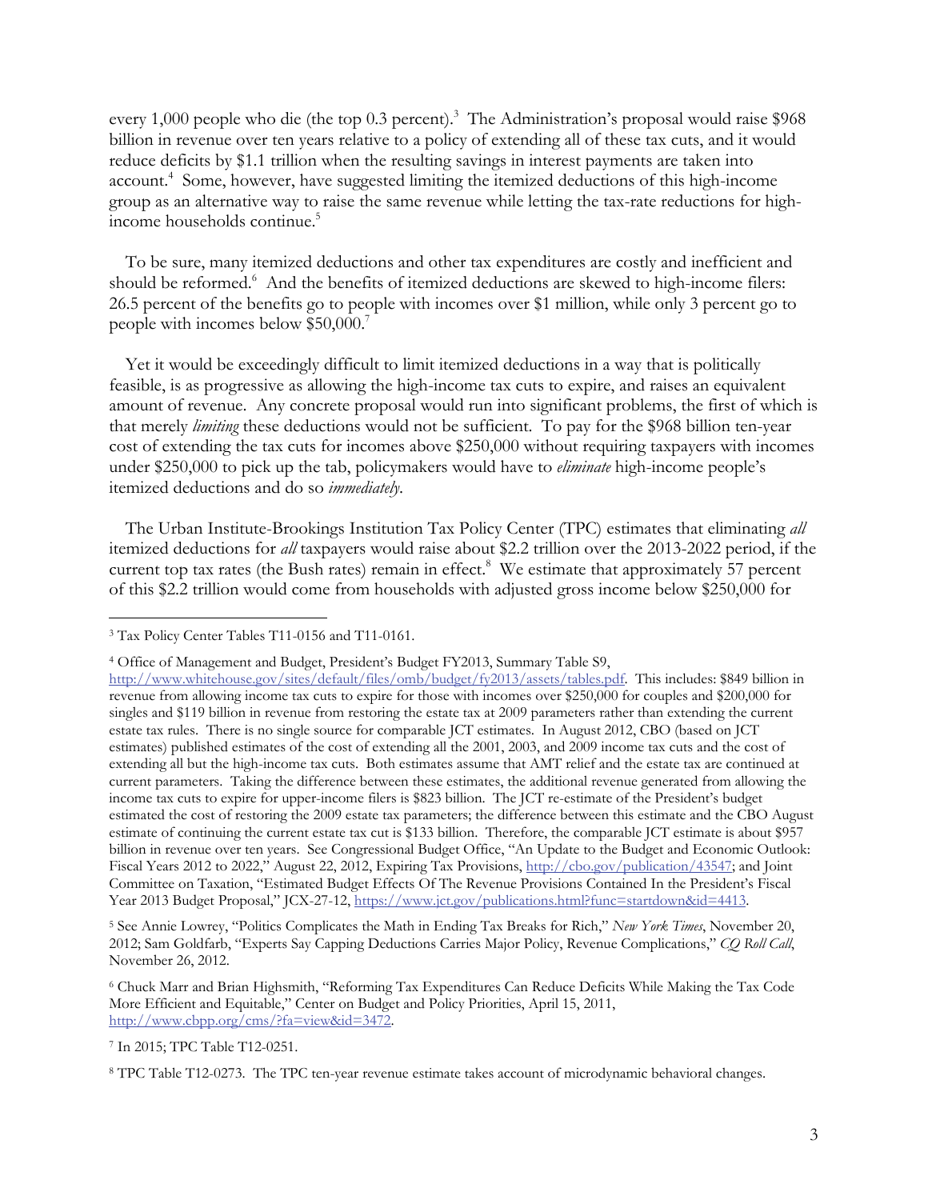every 1,000 people who die (the top 0.3 percent).[3] The Administration's proposal would raise $968 billion in revenue over ten years relative to a policy of extending all of these tax cuts, and it would reduce deficits by $1.1 trillion when the resulting savings in interest payments are taken into account.[4] Some, however, have suggested limiting the itemized deductions of this high-income group as an alternative way to raise the same revenue while letting the tax-rate reductions for high-income households continue.[5]

To be sure, many itemized deductions and other tax expenditures are costly and inefficient and should be reformed.[6] And the benefits of itemized deductions are skewed to high-income filers: 26.5 percent of the benefits go to people with incomes over $1 million, while only 3 percent go to people with incomes below $50,000.[7]

Yet it would be exceedingly difficult to limit itemized deductions in a way that is politically feasible, is as progressive as allowing the high-income tax cuts to expire, and raises an equivalent amount of revenue. Any concrete proposal would run into significant problems, the first of which is that merely *limiting* these deductions would not be sufficient. To pay for the $968 billion ten-year cost of extending the tax cuts for incomes above $250,000 without requiring taxpayers with incomes under $250,000 to pick up the tab, policymakers would have to *eliminate* high-income people's itemized deductions and do so *immediately*.

The Urban Institute-Brookings Institution Tax Policy Center (TPC) estimates that eliminating *all* itemized deductions for *all* taxpayers would raise about $2.2 trillion over the 2013-2022 period, if the current top tax rates (the Bush rates) remain in effect.[8] We estimate that approximately 57 percent of this $2.2 trillion would come from households with adjusted gross income below $250,000 for

---

[3] Tax Policy Center Tables T11-0156 and T11-0161.

[4] Office of Management and Budget, President's Budget FY2013, Summary Table S9, http://www.whitehouse.gov/sites/default/files/omb/budget/fy2013/assets/tables.pdf. This includes: $849 billion in revenue from allowing income tax cuts to expire for those with incomes over $250,000 for couples and $200,000 for singles and $119 billion in revenue from restoring the estate tax at 2009 parameters rather than extending the current estate tax rules. There is no single source for comparable JCT estimates. In August 2012, CBO (based on JCT estimates) published estimates of the cost of extending all the 2001, 2003, and 2009 income tax cuts and the cost of extending all but the high-income tax cuts. Both estimates assume that AMT relief and the estate tax are continued at current parameters. Taking the difference between these estimates, the additional revenue generated from allowing the income tax cuts to expire for upper-income filers is $823 billion. The JCT re-estimate of the President's budget estimated the cost of restoring the 2009 estate tax parameters; the difference between this estimate and the CBO August estimate of continuing the current estate tax cut is $133 billion. Therefore, the comparable JCT estimate is about $957 billion in revenue over ten years. See Congressional Budget Office, "An Update to the Budget and Economic Outlook: Fiscal Years 2012 to 2022," August 22, 2012, Expiring Tax Provisions, http://cbo.gov/publication/43547; and Joint Committee on Taxation, "Estimated Budget Effects Of The Revenue Provisions Contained In the President's Fiscal Year 2013 Budget Proposal," JCX-27-12, https://www.jct.gov/publications.html?func=startdown&id=4413.

[5] See Annie Lowrey, "Politics Complicates the Math in Ending Tax Breaks for Rich," *New York Times*, November 20, 2012; Sam Goldfarb, "Experts Say Capping Deductions Carries Major Policy, Revenue Complications," *CQ Roll Call*, November 26, 2012.

[6] Chuck Marr and Brian Highsmith, "Reforming Tax Expenditures Can Reduce Deficits While Making the Tax Code More Efficient and Equitable," Center on Budget and Policy Priorities, April 15, 2011, http://www.cbpp.org/cms/?fa=view&id=3472.

[7] In 2015; TPC Table T12-0251.

[8] TPC Table T12-0273. The TPC ten-year revenue estimate takes account of microdynamic behavioral changes.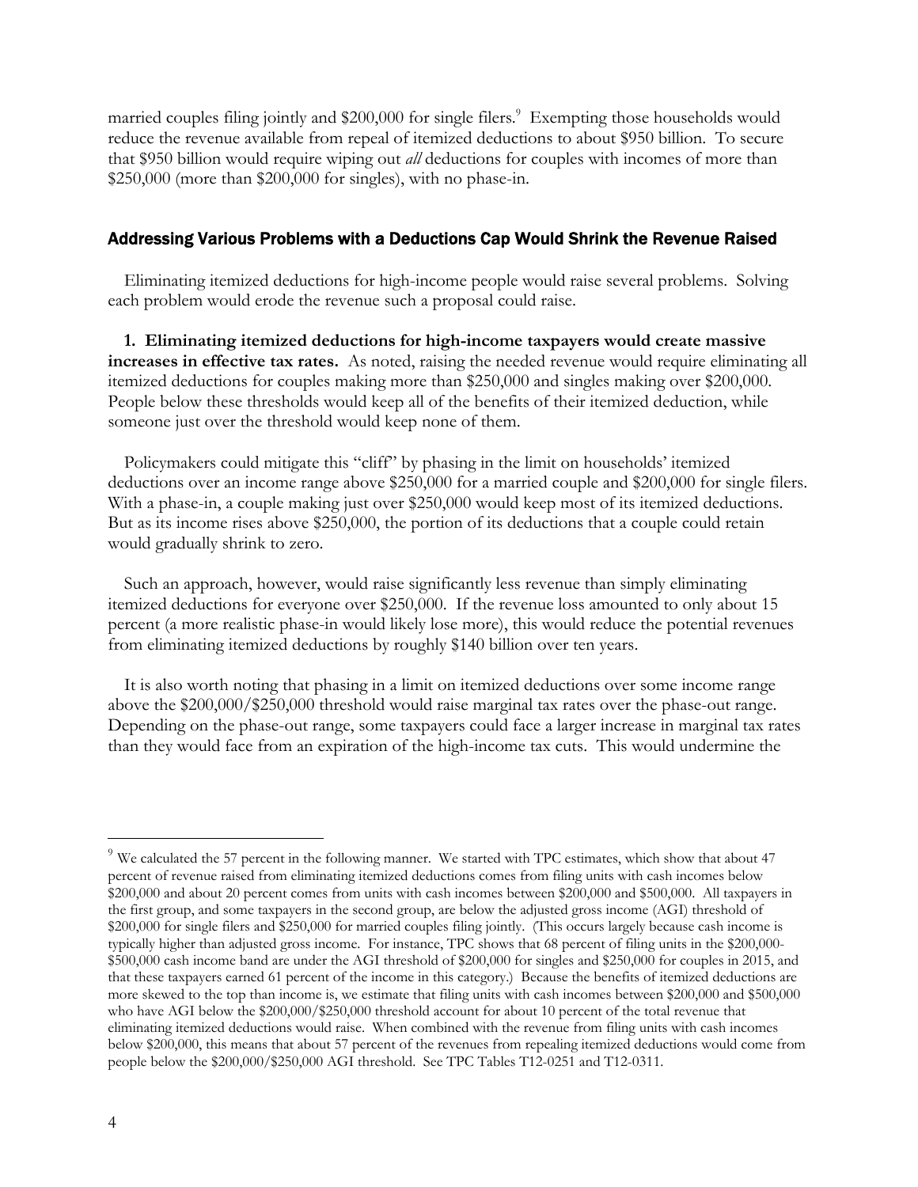married couples filing jointly and $200,000 for single filers.[9] Exempting those households would reduce the revenue available from repeal of itemized deductions to about $950 billion. To secure that $950 billion would require wiping out *all* deductions for couples with incomes of more than $250,000 (more than $200,000 for singles), with no phase-in.

## Addressing Various Problems with a Deductions Cap Would Shrink the Revenue Raised

Eliminating itemized deductions for high-income people would raise several problems. Solving each problem would erode the revenue such a proposal could raise.

**1. Eliminating itemized deductions for high-income taxpayers would create massive increases in effective tax rates.** As noted, raising the needed revenue would require eliminating all itemized deductions for couples making more than $250,000 and singles making over $200,000. People below these thresholds would keep all of the benefits of their itemized deduction, while someone just over the threshold would keep none of them.

Policymakers could mitigate this "cliff" by phasing in the limit on households' itemized deductions over an income range above $250,000 for a married couple and $200,000 for single filers. With a phase-in, a couple making just over $250,000 would keep most of its itemized deductions. But as its income rises above $250,000, the portion of its deductions that a couple could retain would gradually shrink to zero.

Such an approach, however, would raise significantly less revenue than simply eliminating itemized deductions for everyone over $250,000. If the revenue loss amounted to only about 15 percent (a more realistic phase-in would likely lose more), this would reduce the potential revenues from eliminating itemized deductions by roughly $140 billion over ten years.

It is also worth noting that phasing in a limit on itemized deductions over some income range above the $200,000/$250,000 threshold would raise marginal tax rates over the phase-out range. Depending on the phase-out range, some taxpayers could face a larger increase in marginal tax rates than they would face from an expiration of the high-income tax cuts. This would undermine the

---

[9] We calculated the 57 percent in the following manner. We started with TPC estimates, which show that about 47 percent of revenue raised from eliminating itemized deductions comes from filing units with cash incomes below $200,000 and about 20 percent comes from units with cash incomes between $200,000 and $500,000. All taxpayers in the first group, and some taxpayers in the second group, are below the adjusted gross income (AGI) threshold of $200,000 for single filers and $250,000 for married couples filing jointly. (This occurs largely because cash income is typically higher than adjusted gross income. For instance, TPC shows that 68 percent of filing units in the $200,000-$500,000 cash income band are under the AGI threshold of $200,000 for singles and $250,000 for couples in 2015, and that these taxpayers earned 61 percent of the income in this category.) Because the benefits of itemized deductions are more skewed to the top than income is, we estimate that filing units with cash incomes between $200,000 and $500,000 who have AGI below the $200,000/$250,000 threshold account for about 10 percent of the total revenue that eliminating itemized deductions would raise. When combined with the revenue from filing units with cash incomes below $200,000, this means that about 57 percent of the revenues from repealing itemized deductions would come from people below the $200,000/$250,000 AGI threshold. See TPC Tables T12-0251 and T12-0311.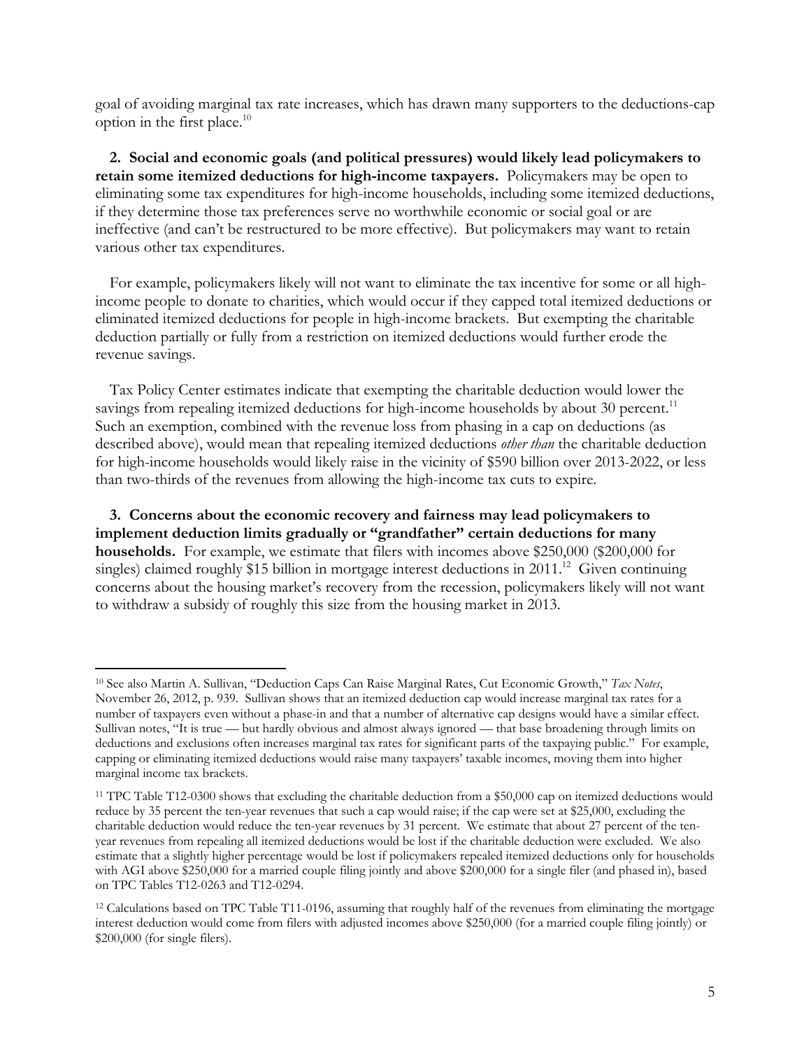goal of avoiding marginal tax rate increases, which has drawn many supporters to the deductions-cap option in the first place.[10]

**2. Social and economic goals (and political pressures) would likely lead policymakers to retain some itemized deductions for high-income taxpayers.** Policymakers may be open to eliminating some tax expenditures for high-income households, including some itemized deductions, if they determine those tax preferences serve no worthwhile economic or social goal or are ineffective (and can't be restructured to be more effective). But policymakers may want to retain various other tax expenditures.

For example, policymakers likely will not want to eliminate the tax incentive for some or all high-income people to donate to charities, which would occur if they capped total itemized deductions or eliminated itemized deductions for people in high-income brackets. But exempting the charitable deduction partially or fully from a restriction on itemized deductions would further erode the revenue savings.

Tax Policy Center estimates indicate that exempting the charitable deduction would lower the savings from repealing itemized deductions for high-income households by about 30 percent.[11] Such an exemption, combined with the revenue loss from phasing in a cap on deductions (as described above), would mean that repealing itemized deductions *other than* the charitable deduction for high-income households would likely raise in the vicinity of $590 billion over 2013-2022, or less than two-thirds of the revenues from allowing the high-income tax cuts to expire.

**3. Concerns about the economic recovery and fairness may lead policymakers to implement deduction limits gradually or "grandfather" certain deductions for many households.** For example, we estimate that filers with incomes above $250,000 ($200,000 for singles) claimed roughly $15 billion in mortgage interest deductions in 2011.[12] Given continuing concerns about the housing market's recovery from the recession, policymakers likely will not want to withdraw a subsidy of roughly this size from the housing market in 2013.

---

[10] See also Martin A. Sullivan, "Deduction Caps Can Raise Marginal Rates, Cut Economic Growth," *Tax Notes*, November 26, 2012, p. 939. Sullivan shows that an itemized deduction cap would increase marginal tax rates for a number of taxpayers even without a phase-in and that a number of alternative cap designs would have a similar effect. Sullivan notes, "It is true — but hardly obvious and almost always ignored — that base broadening through limits on deductions and exclusions often increases marginal tax rates for significant parts of the taxpaying public." For example, capping or eliminating itemized deductions would raise many taxpayers' taxable incomes, moving them into higher marginal income tax brackets.

[11] TPC Table T12-0300 shows that excluding the charitable deduction from a $50,000 cap on itemized deductions would reduce by 35 percent the ten-year revenues that such a cap would raise; if the cap were set at $25,000, excluding the charitable deduction would reduce the ten-year revenues by 31 percent. We estimate that about 27 percent of the ten-year revenues from repealing all itemized deductions would be lost if the charitable deduction were excluded. We also estimate that a slightly higher percentage would be lost if policymakers repealed itemized deductions only for households with AGI above $250,000 for a married couple filing jointly and above $200,000 for a single filer (and phased in), based on TPC Tables T12-0263 and T12-0294.

[12] Calculations based on TPC Table T11-0196, assuming that roughly half of the revenues from eliminating the mortgage interest deduction would come from filers with adjusted incomes above $250,000 (for a married couple filing jointly) or $200,000 (for single filers).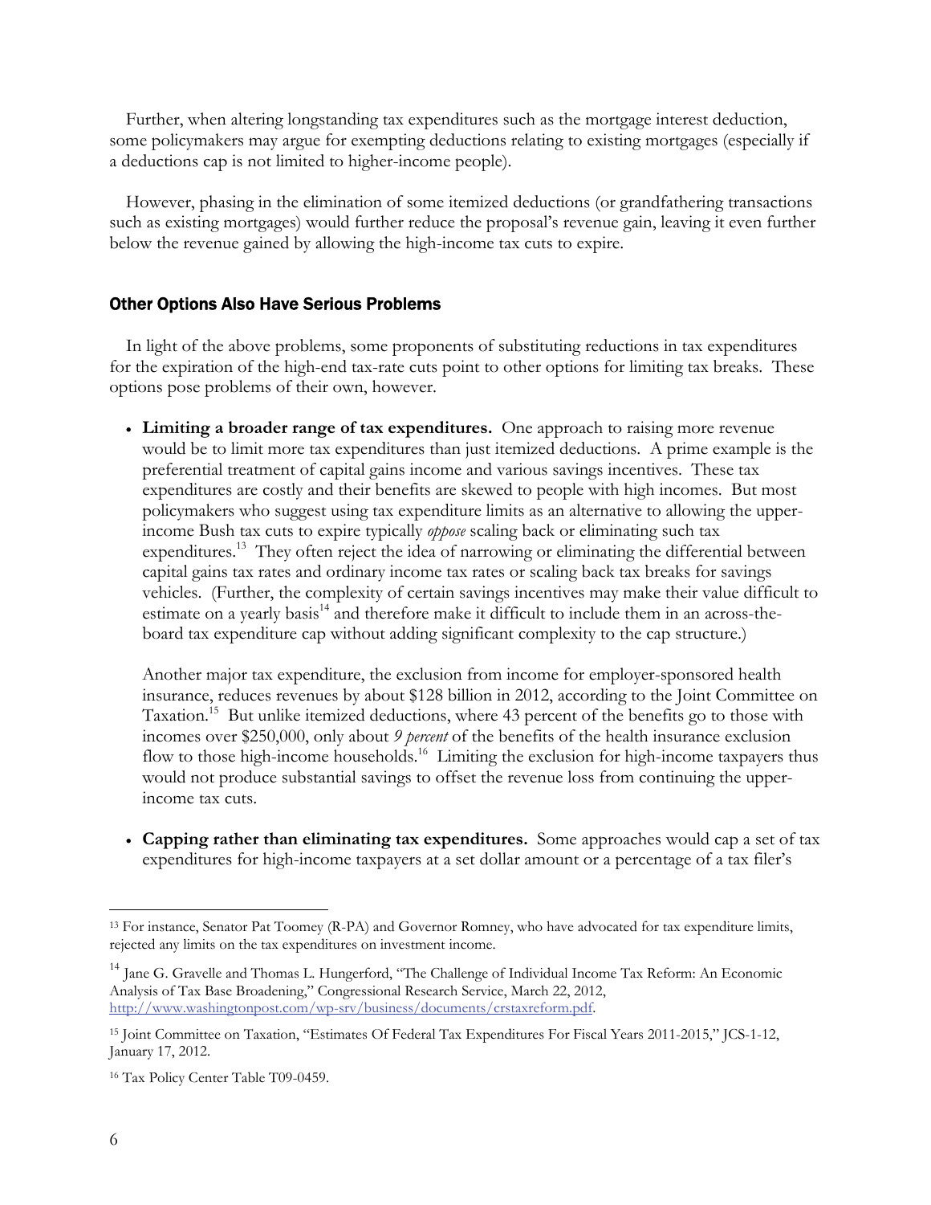Further, when altering longstanding tax expenditures such as the mortgage interest deduction, some policymakers may argue for exempting deductions relating to existing mortgages (especially if a deductions cap is not limited to higher-income people).

However, phasing in the elimination of some itemized deductions (or grandfathering transactions such as existing mortgages) would further reduce the proposal's revenue gain, leaving it even further below the revenue gained by allowing the high-income tax cuts to expire.

### Other Options Also Have Serious Problems

In light of the above problems, some proponents of substituting reductions in tax expenditures for the expiration of the high-end tax-rate cuts point to other options for limiting tax breaks. These options pose problems of their own, however.

- **Limiting a broader range of tax expenditures.** One approach to raising more revenue would be to limit more tax expenditures than just itemized deductions. A prime example is the preferential treatment of capital gains income and various savings incentives. These tax expenditures are costly and their benefits are skewed to people with high incomes. But most policymakers who suggest using tax expenditure limits as an alternative to allowing the upper-income Bush tax cuts to expire typically *oppose* scaling back or eliminating such tax expenditures.[13] They often reject the idea of narrowing or eliminating the differential between capital gains tax rates and ordinary income tax rates or scaling back tax breaks for savings vehicles. (Further, the complexity of certain savings incentives may make their value difficult to estimate on a yearly basis[14] and therefore make it difficult to include them in an across-the-board tax expenditure cap without adding significant complexity to the cap structure.)

  Another major tax expenditure, the exclusion from income for employer-sponsored health insurance, reduces revenues by about $128 billion in 2012, according to the Joint Committee on Taxation.[15] But unlike itemized deductions, where 43 percent of the benefits go to those with incomes over $250,000, only about *9 percent* of the benefits of the health insurance exclusion flow to those high-income households.[16] Limiting the exclusion for high-income taxpayers thus would not produce substantial savings to offset the revenue loss from continuing the upper-income tax cuts.

- **Capping rather than eliminating tax expenditures.** Some approaches would cap a set of tax expenditures for high-income taxpayers at a set dollar amount or a percentage of a tax filer's

---

[13] For instance, Senator Pat Toomey (R-PA) and Governor Romney, who have advocated for tax expenditure limits, rejected any limits on the tax expenditures on investment income.

[14] Jane G. Gravelle and Thomas L. Hungerford, "The Challenge of Individual Income Tax Reform: An Economic Analysis of Tax Base Broadening," Congressional Research Service, March 22, 2012, http://www.washingtonpost.com/wp-srv/business/documents/crstaxreform.pdf.

[15] Joint Committee on Taxation, "Estimates Of Federal Tax Expenditures For Fiscal Years 2011-2015," JCS-1-12, January 17, 2012.

[16] Tax Policy Center Table T09-0459.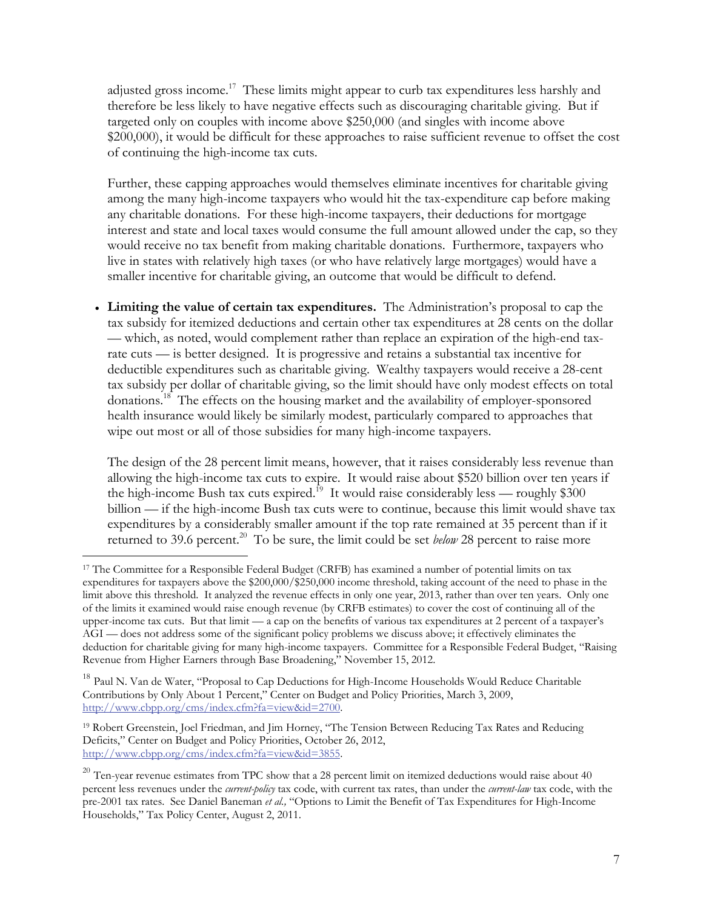adjusted gross income.[17] These limits might appear to curb tax expenditures less harshly and therefore be less likely to have negative effects such as discouraging charitable giving. But if targeted only on couples with income above $250,000 (and singles with income above $200,000), it would be difficult for these approaches to raise sufficient revenue to offset the cost of continuing the high-income tax cuts.

Further, these capping approaches would themselves eliminate incentives for charitable giving among the many high-income taxpayers who would hit the tax-expenditure cap before making any charitable donations. For these high-income taxpayers, their deductions for mortgage interest and state and local taxes would consume the full amount allowed under the cap, so they would receive no tax benefit from making charitable donations. Furthermore, taxpayers who live in states with relatively high taxes (or who have relatively large mortgages) would have a smaller incentive for charitable giving, an outcome that would be difficult to defend.

- **Limiting the value of certain tax expenditures.** The Administration's proposal to cap the tax subsidy for itemized deductions and certain other tax expenditures at 28 cents on the dollar — which, as noted, would complement rather than replace an expiration of the high-end tax-rate cuts — is better designed. It is progressive and retains a substantial tax incentive for deductible expenditures such as charitable giving. Wealthy taxpayers would receive a 28-cent tax subsidy per dollar of charitable giving, so the limit should have only modest effects on total donations.[18] The effects on the housing market and the availability of employer-sponsored health insurance would likely be similarly modest, particularly compared to approaches that wipe out most or all of those subsidies for many high-income taxpayers.

  The design of the 28 percent limit means, however, that it raises considerably less revenue than allowing the high-income tax cuts to expire. It would raise about $520 billion over ten years if the high-income Bush tax cuts expired.[19] It would raise considerably less — roughly $300 billion — if the high-income Bush tax cuts were to continue, because this limit would shave tax expenditures by a considerably smaller amount if the top rate remained at 35 percent than if it returned to 39.6 percent.[20] To be sure, the limit could be set *below* 28 percent to raise more

---

[17] The Committee for a Responsible Federal Budget (CRFB) has examined a number of potential limits on tax expenditures for taxpayers above the $200,000/$250,000 income threshold, taking account of the need to phase in the limit above this threshold. It analyzed the revenue effects in only one year, 2013, rather than over ten years. Only one of the limits it examined would raise enough revenue (by CRFB estimates) to cover the cost of continuing all of the upper-income tax cuts. But that limit — a cap on the benefits of various tax expenditures at 2 percent of a taxpayer's AGI — does not address some of the significant policy problems we discuss above; it effectively eliminates the deduction for charitable giving for many high-income taxpayers. Committee for a Responsible Federal Budget, "Raising Revenue from Higher Earners through Base Broadening," November 15, 2012.

[18] Paul N. Van de Water, "Proposal to Cap Deductions for High-Income Households Would Reduce Charitable Contributions by Only About 1 Percent," Center on Budget and Policy Priorities, March 3, 2009, http://www.cbpp.org/cms/index.cfm?fa=view&id=2700.

[19] Robert Greenstein, Joel Friedman, and Jim Horney, "The Tension Between Reducing Tax Rates and Reducing Deficits," Center on Budget and Policy Priorities, October 26, 2012, http://www.cbpp.org/cms/index.cfm?fa=view&id=3855.

[20] Ten-year revenue estimates from TPC show that a 28 percent limit on itemized deductions would raise about 40 percent less revenues under the *current-policy* tax code, with current tax rates, than under the *current-law* tax code, with the pre-2001 tax rates. See Daniel Baneman *et al.,* "Options to Limit the Benefit of Tax Expenditures for High-Income Households," Tax Policy Center, August 2, 2011.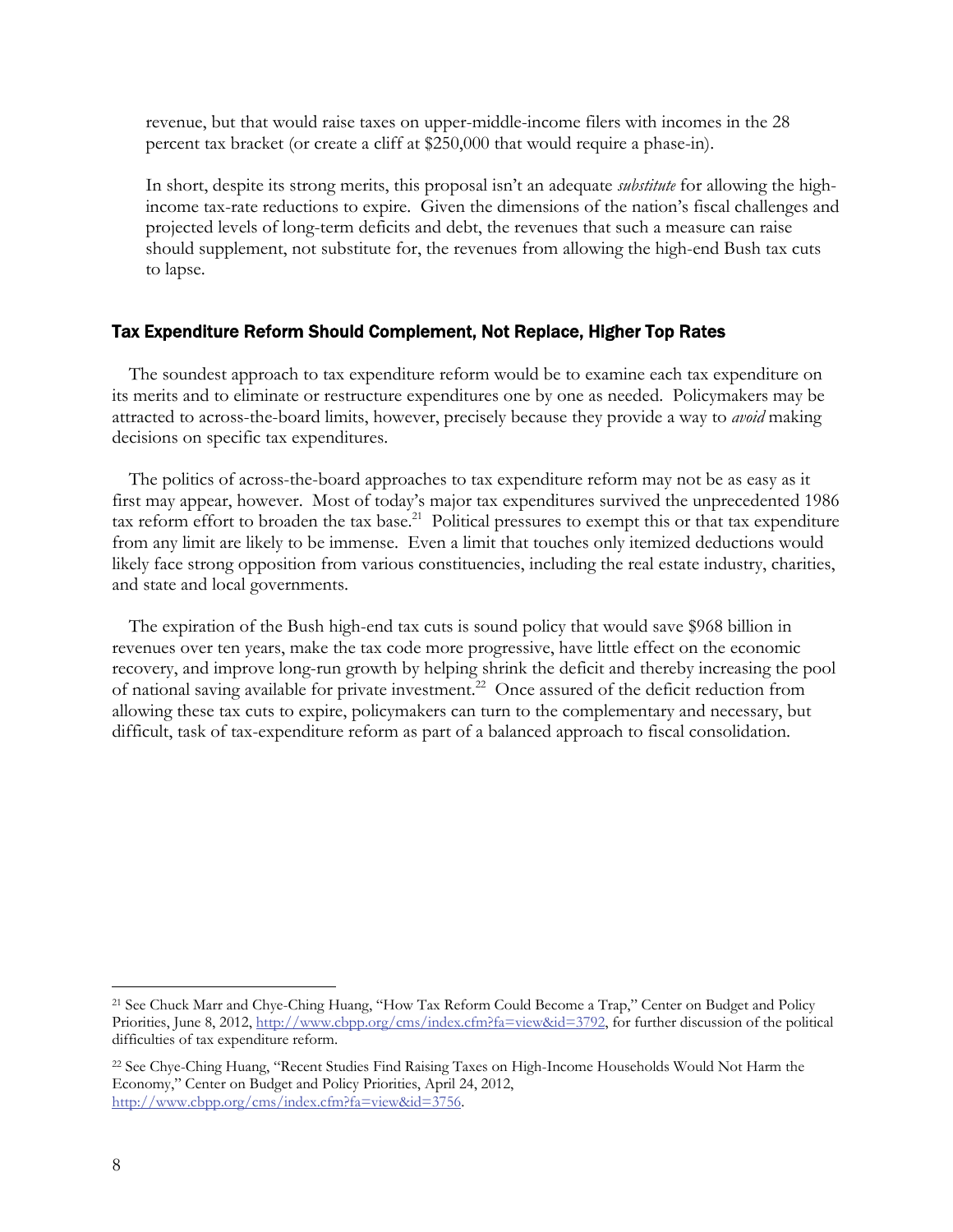revenue, but that would raise taxes on upper-middle-income filers with incomes in the 28 percent tax bracket (or create a cliff at $250,000 that would require a phase-in).

In short, despite its strong merits, this proposal isn't an adequate *substitute* for allowing the high-income tax-rate reductions to expire. Given the dimensions of the nation's fiscal challenges and projected levels of long-term deficits and debt, the revenues that such a measure can raise should supplement, not substitute for, the revenues from allowing the high-end Bush tax cuts to lapse.

## Tax Expenditure Reform Should Complement, Not Replace, Higher Top Rates

The soundest approach to tax expenditure reform would be to examine each tax expenditure on its merits and to eliminate or restructure expenditures one by one as needed. Policymakers may be attracted to across-the-board limits, however, precisely because they provide a way to *avoid* making decisions on specific tax expenditures.

The politics of across-the-board approaches to tax expenditure reform may not be as easy as it first may appear, however. Most of today's major tax expenditures survived the unprecedented 1986 tax reform effort to broaden the tax base.[21] Political pressures to exempt this or that tax expenditure from any limit are likely to be immense. Even a limit that touches only itemized deductions would likely face strong opposition from various constituencies, including the real estate industry, charities, and state and local governments.

The expiration of the Bush high-end tax cuts is sound policy that would save $968 billion in revenues over ten years, make the tax code more progressive, have little effect on the economic recovery, and improve long-run growth by helping shrink the deficit and thereby increasing the pool of national saving available for private investment.[22] Once assured of the deficit reduction from allowing these tax cuts to expire, policymakers can turn to the complementary and necessary, but difficult, task of tax-expenditure reform as part of a balanced approach to fiscal consolidation.

---

[21] See Chuck Marr and Chye-Ching Huang, "How Tax Reform Could Become a Trap," Center on Budget and Policy Priorities, June 8, 2012, http://www.cbpp.org/cms/index.cfm?fa=view&id=3792, for further discussion of the political difficulties of tax expenditure reform.

[22] See Chye-Ching Huang, "Recent Studies Find Raising Taxes on High-Income Households Would Not Harm the Economy," Center on Budget and Policy Priorities, April 24, 2012, http://www.cbpp.org/cms/index.cfm?fa=view&id=3756.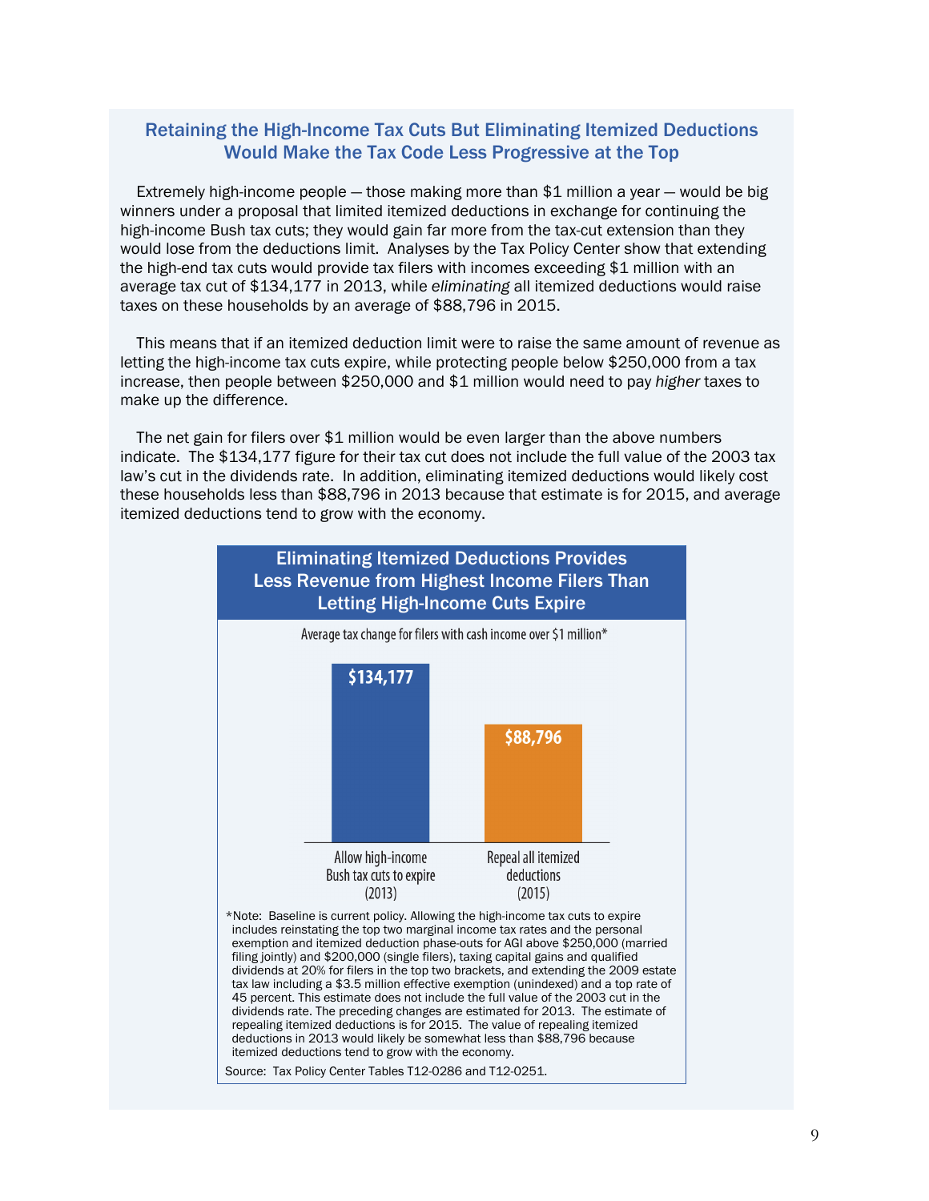## Retaining the High-Income Tax Cuts But Eliminating Itemized Deductions Would Make the Tax Code Less Progressive at the Top

Extremely high-income people — those making more than $1 million a year — would be big winners under a proposal that limited itemized deductions in exchange for continuing the high-income Bush tax cuts; they would gain far more from the tax-cut extension than they would lose from the deductions limit. Analyses by the Tax Policy Center show that extending the high-end tax cuts would provide tax filers with incomes exceeding $1 million with an average tax cut of $134,177 in 2013, while *eliminating* all itemized deductions would raise taxes on these households by an average of $88,796 in 2015.

This means that if an itemized deduction limit were to raise the same amount of revenue as letting the high-income tax cuts expire, while protecting people below $250,000 from a tax increase, then people between $250,000 and $1 million would need to pay *higher* taxes to make up the difference.

The net gain for filers over $1 million would be even larger than the above numbers indicate. The $134,177 figure for their tax cut does not include the full value of the 2003 tax law's cut in the dividends rate. In addition, eliminating itemized deductions would likely cost these households less than $88,796 in 2013 because that estimate is for 2015, and average itemized deductions tend to grow with the economy.

### Eliminating Itemized Deductions Provides Less Revenue from Highest Income Filers Than Letting High-Income Cuts Expire

Average tax change for filers with cash income over $1 million*

$134,177

$88,796

Allow high-income Bush tax cuts to expire (2013)

Repeal all itemized deductions (2015)

*Note: Baseline is current policy. Allowing the high-income tax cuts to expire includes reinstating the top two marginal income tax rates and the personal exemption and itemized deduction phase-outs for AGI above $250,000 (married filing jointly) and $200,000 (single filers), taxing capital gains and qualified dividends at 20% for filers in the top two brackets, and extending the 2009 estate tax law including a $3.5 million effective exemption (unindexed) and a top rate of 45 percent. This estimate does not include the full value of the 2003 cut in the dividends rate. The preceding changes are estimated for 2013. The estimate of repealing itemized deductions is for 2015. The value of repealing itemized deductions in 2013 would likely be somewhat less than $88,796 because itemized deductions tend to grow with the economy.

Source: Tax Policy Center Tables T12-0286 and T12-0251.